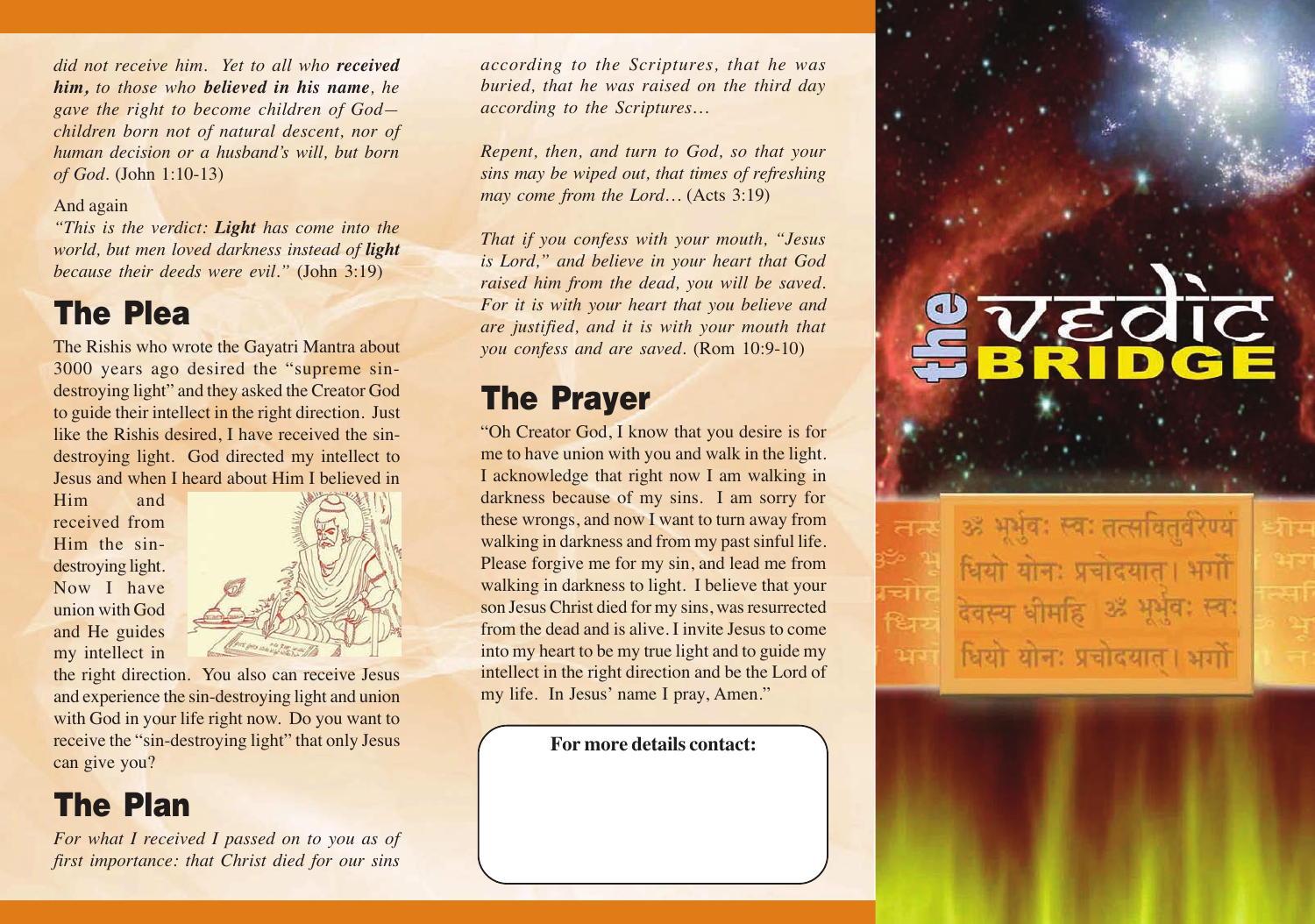*did not receive him. Yet to all who* ***received him,*** *to those who* ***believed in his name****, he gave the right to become children of God—children born not of natural descent, nor of human decision or a husband's will, but born of God.* (John 1:10-13)

And again

*"This is the verdict:* ***Light*** *has come into the world, but men loved darkness instead of* ***light*** *because their deeds were evil."* (John 3:19)

## The Plea

The Rishis who wrote the Gayatri Mantra about 3000 years ago desired the "supreme sin-destroying light" and they asked the Creator God to guide their intellect in the right direction. Just like the Rishis desired, I have received the sin-destroying light. God directed my intellect to Jesus and when I heard about Him I believed in Him and received from Him the sin-destroying light. Now I have union with God and He guides my intellect in the right direction. You also can receive Jesus and experience the sin-destroying light and union with God in your life right now. Do you want to receive the "sin-destroying light" that only Jesus can give you?

## The Plan

*For what I received I passed on to you as of first importance: that Christ died for our sins according to the Scriptures, that he was buried, that he was raised on the third day according to the Scriptures…*

*Repent, then, and turn to God, so that your sins may be wiped out, that times of refreshing may come from the Lord…* (Acts 3:19)

*That if you confess with your mouth, "Jesus is Lord," and believe in your heart that God raised him from the dead, you will be saved. For it is with your heart that you believe and are justified, and it is with your mouth that you confess and are saved.* (Rom 10:9-10)

## The Prayer

"Oh Creator God, I know that you desire is for me to have union with you and walk in the light. I acknowledge that right now I am walking in darkness because of my sins. I am sorry for these wrongs, and now I want to turn away from walking in darkness and from my past sinful life. Please forgive me for my sin, and lead me from walking in darkness to light. I believe that your son Jesus Christ died for my sins, was resurrected from the dead and is alive. I invite Jesus to come into my heart to be my true light and to guide my intellect in the right direction and be the Lord of my life. In Jesus' name I pray, Amen."

**For more details contact:**

# the VEDIC BRIDGE

ॐ भूर्भुवः स्वः तत्सवितुर्वरेण्यं भर्गो देवस्य धीमहि धियो योनः प्रचोदयात्।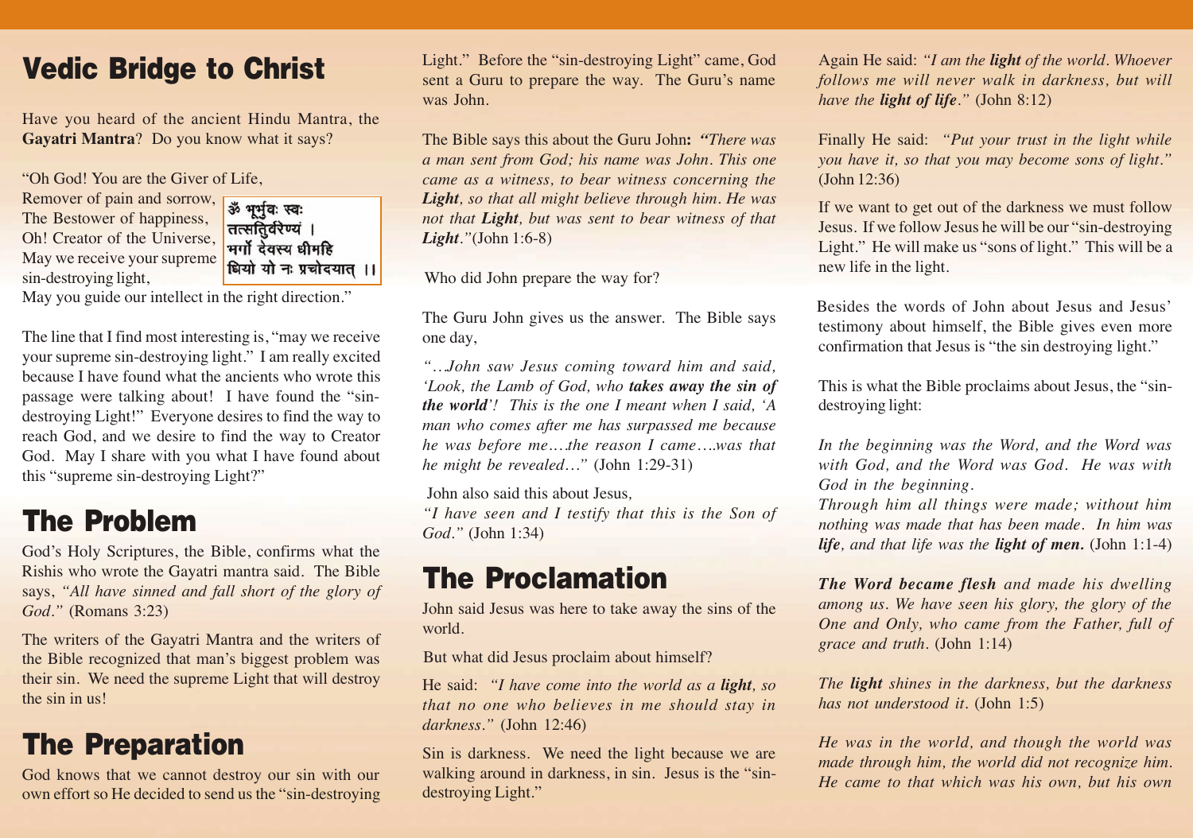# Vedic Bridge to Christ

Have you heard of the ancient Hindu Mantra, the **Gayatri Mantra**? Do you know what it says?

"Oh God! You are the Giver of Life,
Remover of pain and sorrow,
The Bestower of happiness,
Oh! Creator of the Universe,
May we receive your supreme sin-destroying light,
May you guide our intellect in the right direction."

ॐ भूर्भुवः स्वः
तत्सवितुर्वरेण्यं ।
भर्गो देवस्य धीमहि
धियो यो नः प्रचोदयात् ।।

The line that I find most interesting is, "may we receive your supreme sin-destroying light." I am really excited because I have found what the ancients who wrote this passage were talking about! I have found the "sin-destroying Light!" Everyone desires to find the way to reach God, and we desire to find the way to Creator God. May I share with you what I have found about this "supreme sin-destroying Light?"

## The Problem

God's Holy Scriptures, the Bible, confirms what the Rishis who wrote the Gayatri mantra said. The Bible says, *"All have sinned and fall short of the glory of God."* (Romans 3:23)

The writers of the Gayatri Mantra and the writers of the Bible recognized that man's biggest problem was their sin. We need the supreme Light that will destroy the sin in us!

## The Preparation

God knows that we cannot destroy our sin with our own effort so He decided to send us the "sin-destroying Light." Before the "sin-destroying Light" came, God sent a Guru to prepare the way. The Guru's name was John.

The Bible says this about the Guru John**:** *"There was a man sent from God; his name was John. This one came as a witness, to bear witness concerning the **Light**, so that all might believe through him. He was not that **Light**, but was sent to bear witness of that **Light**."*(John 1:6-8)

Who did John prepare the way for?

The Guru John gives us the answer. The Bible says one day,

*"…John saw Jesus coming toward him and said, 'Look, the Lamb of God, who **takes away the sin of the world**'! This is the one I meant when I said, 'A man who comes after me has surpassed me because he was before me….the reason I came….was that he might be revealed…"* (John 1:29-31)

John also said this about Jesus,
*"I have seen and I testify that this is the Son of God."* (John 1:34)

## The Proclamation

John said Jesus was here to take away the sins of the world.

But what did Jesus proclaim about himself?

He said: *"I have come into the world as a **light**, so that no one who believes in me should stay in darkness."* (John 12:46)

Sin is darkness. We need the light because we are walking around in darkness, in sin. Jesus is the "sin-destroying Light."

Again He said: *"I am the **light** of the world. Whoever follows me will never walk in darkness, but will have the **light of life**."* (John 8:12)

Finally He said: *"Put your trust in the light while you have it, so that you may become sons of light."* (John 12:36)

If we want to get out of the darkness we must follow Jesus. If we follow Jesus he will be our "sin-destroying Light." He will make us "sons of light." This will be a new life in the light.

Besides the words of John about Jesus and Jesus' testimony about himself, the Bible gives even more confirmation that Jesus is "the sin destroying light."

This is what the Bible proclaims about Jesus, the "sin-destroying light:

*In the beginning was the Word, and the Word was with God, and the Word was God. He was with God in the beginning.*
*Through him all things were made; without him nothing was made that has been made. In him was **life**, and that life was the **light of men.*** (John 1:1-4)

***The Word became flesh** and made his dwelling among us. We have seen his glory, the glory of the One and Only, who came from the Father, full of grace and truth.* (John 1:14)

*The **light** shines in the darkness, but the darkness has not understood it.* (John 1:5)

*He was in the world, and though the world was made through him, the world did not recognize him. He came to that which was his own, but his own*